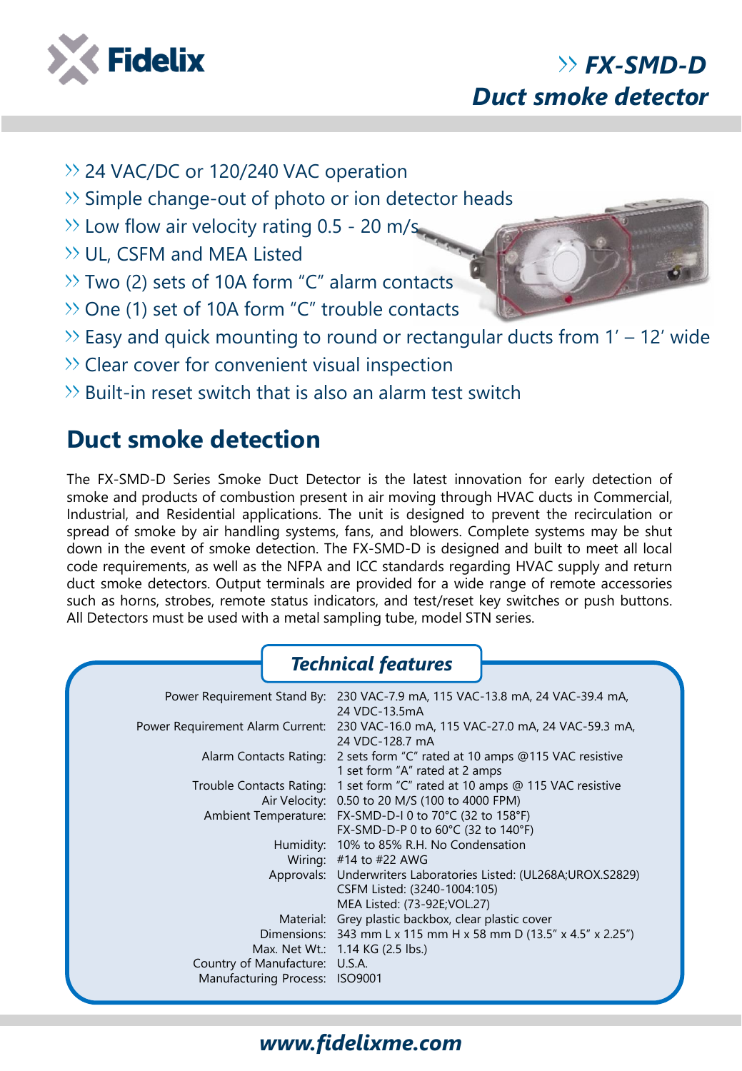# FX-SMD-D Duct smoke detector

- 24 VAC/DC or 120/240 VAC operation
- Simple change-out of photo or ion detector heads
- Low flow air velocity rating 0.5 - 20 m/s
- UL, CSFM and MEA Listed
- Two (2) sets of 10A form "C" alarm contacts
- One (1) set of 10A form "C" trouble contacts
- Easy and quick mounting to round or rectangular ducts from 1' – 12' wide
- Clear cover for convenient visual inspection
- Built-in reset switch that is also an alarm test switch

## Duct smoke detection

The FX-SMD-D Series Smoke Duct Detector is the latest innovation for early detection of smoke and products of combustion present in air moving through HVAC ducts in Commercial, Industrial, and Residential applications. The unit is designed to prevent the recirculation or spread of smoke by air handling systems, fans, and blowers. Complete systems may be shut down in the event of smoke detection. The FX-SMD-D is designed and built to meet all local code requirements, as well as the NFPA and ICC standards regarding HVAC supply and return duct smoke detectors. Output terminals are provided for a wide range of remote accessories such as horns, strobes, remote status indicators, and test/reset key switches or push buttons. All Detectors must be used with a metal sampling tube, model STN series.

## Technical features

| | |
|---|---|
| Power Requirement Stand By: | 230 VAC-7.9 mA, 115 VAC-13.8 mA, 24 VAC-39.4 mA, 24 VDC-13.5mA |
| Power Requirement Alarm Current: | 230 VAC-16.0 mA, 115 VAC-27.0 mA, 24 VAC-59.3 mA, 24 VDC-128.7 mA |
| Alarm Contacts Rating: | 2 sets form "C" rated at 10 amps @115 VAC resistive<br>1 set form "A" rated at 2 amps |
| Trouble Contacts Rating: | 1 set form "C" rated at 10 amps @ 115 VAC resistive |
| Air Velocity: | 0.50 to 20 M/S (100 to 4000 FPM) |
| Ambient Temperature: | FX-SMD-D-I 0 to 70°C (32 to 158°F)<br>FX-SMD-D-P 0 to 60°C (32 to 140°F) |
| Humidity: | 10% to 85% R.H. No Condensation |
| Wiring: | #14 to #22 AWG |
| Approvals: | Underwriters Laboratories Listed: (UL268A;UROX.S2829)<br>CSFM Listed: (3240-1004:105)<br>MEA Listed: (73-92E;VOL.27) |
| Material: | Grey plastic backbox, clear plastic cover |
| Dimensions: | 343 mm L x 115 mm H x 58 mm D (13.5" x 4.5" x 2.25") |
| Max. Net Wt.: | 1.14 KG (2.5 lbs.) |
| Country of Manufacture: | U.S.A. |
| Manufacturing Process: | ISO9001 |

www.fidelixme.com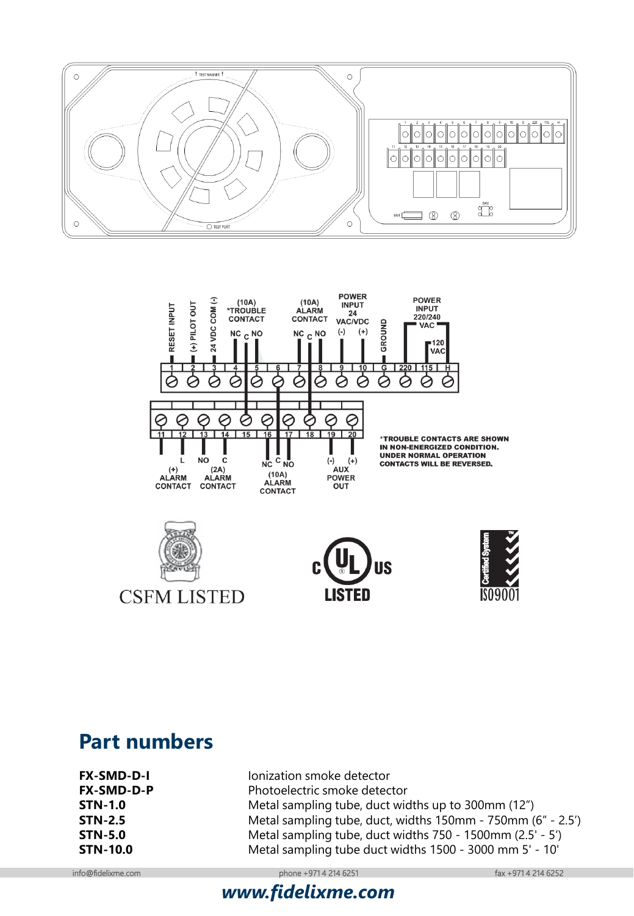TEST MAGNET

TEST PORT

SW1

SW2

RESET INPUT
(+) PILOT OUT
24 VDC COM (-)
(10A) *TROUBLE CONTACT
NC C NO
(10A) ALARM CONTACT
NC C NO
POWER INPUT 24 VAC/VDC
(-) (+)
GROUND
POWER INPUT 220/240 VAC
120 VAC

1 2 3 4 5 6 7 8 9 10 G 220 115 H

11 12 13 14 15 16 17 18 19 20

(+) ALARM CONTACT
L NO C
(2A) ALARM CONTACT
NC C NO
(10A) ALARM CONTACT
(-) (+)
AUX POWER OUT

*TROUBLE CONTACTS ARE SHOWN IN NON-ENERGIZED CONDITION. UNDER NORMAL OPERATION CONTACTS WILL BE REVERSED.

CSFM LISTED

c UL us LISTED

Certified System ISO9001

## Part numbers

| | |
|---|---|
| **FX-SMD-D-I** | Ionization smoke detector |
| **FX-SMD-D-P** | Photoelectric smoke detector |
| **STN-1.0** | Metal sampling tube, duct widths up to 300mm (12”) |
| **STN-2.5** | Metal sampling tube, duct, widths 150mm - 750mm (6” - 2.5’) |
| **STN-5.0** | Metal sampling tube, duct widths 750 - 1500mm (2.5' - 5’) |
| **STN-10.0** | Metal sampling tube duct widths 1500 - 3000 mm 5' - 10' |

info@fidelixme.com phone +971 4 214 6251 fax +971 4 214 6252

***www.fidelixme.com***